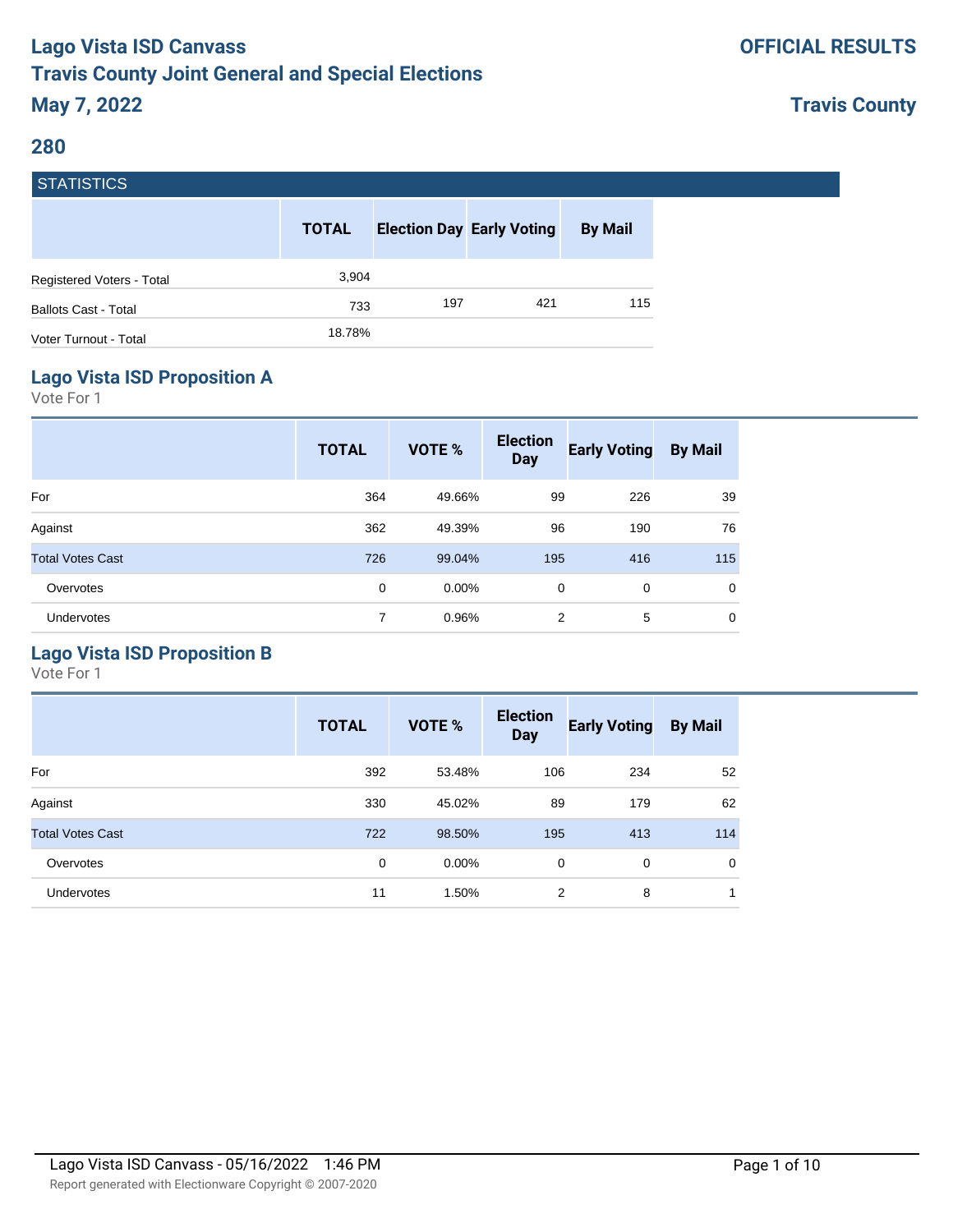# Lago Vista ISD Canvass
# Travis County Joint General and Special Elections
# May 7, 2022

**OFFICIAL RESULTS**

**Travis County**

## 280

### STATISTICS

| | TOTAL | Election Day | Early Voting | By Mail |
|---|---|---|---|---|
| Registered Voters - Total | 3,904 | | | |
| Ballots Cast - Total | 733 | 197 | 421 | 115 |
| Voter Turnout - Total | 18.78% | | | |

### Lago Vista ISD Proposition A

Vote For 1

| | TOTAL | VOTE % | Election Day | Early Voting | By Mail |
|---|---|---|---|---|---|
| For | 364 | 49.66% | 99 | 226 | 39 |
| Against | 362 | 49.39% | 96 | 190 | 76 |
| Total Votes Cast | 726 | 99.04% | 195 | 416 | 115 |
| Overvotes | 0 | 0.00% | 0 | 0 | 0 |
| Undervotes | 7 | 0.96% | 2 | 5 | 0 |

### Lago Vista ISD Proposition B

Vote For 1

| | TOTAL | VOTE % | Election Day | Early Voting | By Mail |
|---|---|---|---|---|---|
| For | 392 | 53.48% | 106 | 234 | 52 |
| Against | 330 | 45.02% | 89 | 179 | 62 |
| Total Votes Cast | 722 | 98.50% | 195 | 413 | 114 |
| Overvotes | 0 | 0.00% | 0 | 0 | 0 |
| Undervotes | 11 | 1.50% | 2 | 8 | 1 |

Lago Vista ISD Canvass - 05/16/2022 1:46 PM

Report generated with Electionware Copyright © 2007-2020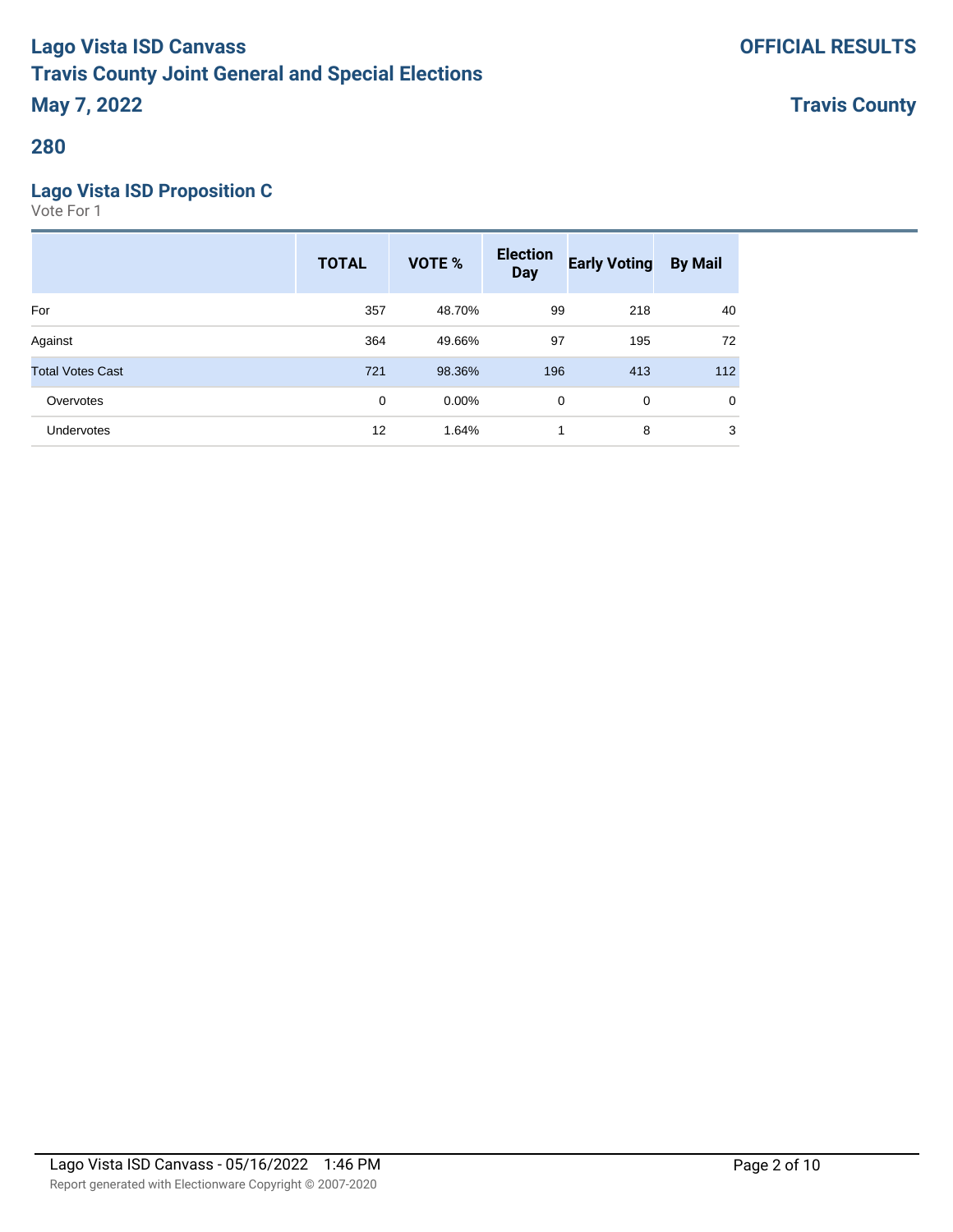# Lago Vista ISD Canvass
# Travis County Joint General and Special Elections
# May 7, 2022

**OFFICIAL RESULTS**

**Travis County**

## 280

### Lago Vista ISD Proposition C

Vote For 1

| | TOTAL | VOTE % | Election Day | Early Voting | By Mail |
|---|---|---|---|---|---|
| For | 357 | 48.70% | 99 | 218 | 40 |
| Against | 364 | 49.66% | 97 | 195 | 72 |
| Total Votes Cast | 721 | 98.36% | 196 | 413 | 112 |
| Overvotes | 0 | 0.00% | 0 | 0 | 0 |
| Undervotes | 12 | 1.64% | 1 | 8 | 3 |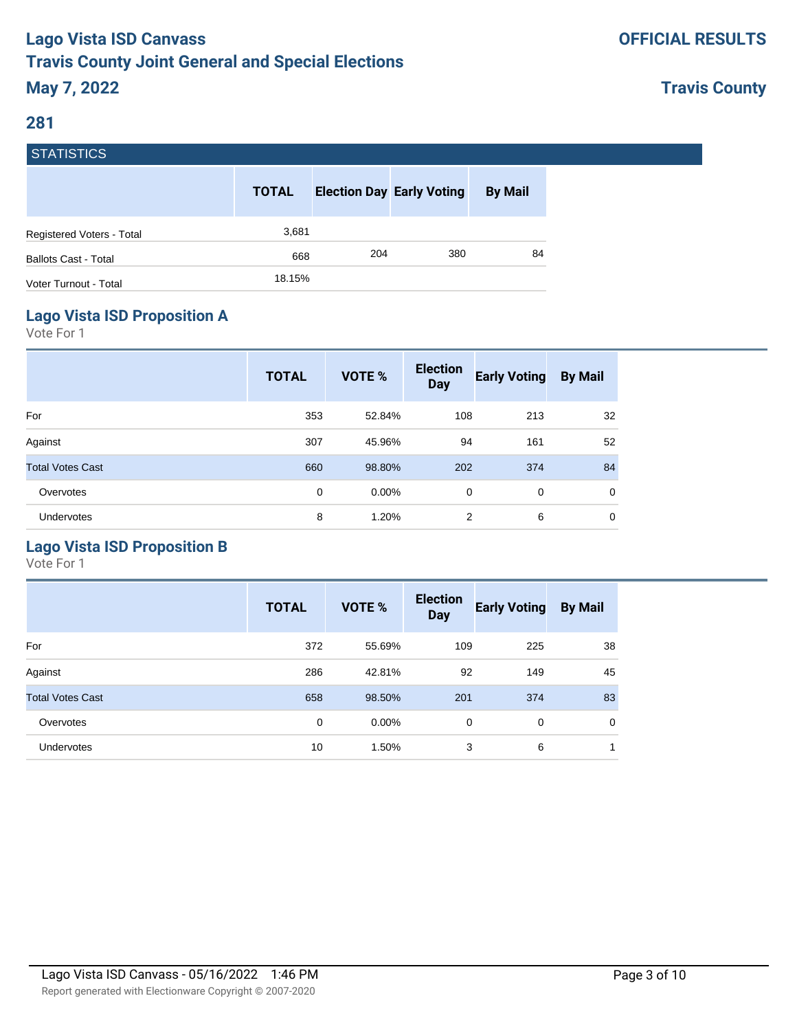# Lago Vista ISD Canvass
# Travis County Joint General and Special Elections
# May 7, 2022

**OFFICIAL RESULTS**

**Travis County**

## 281

### STATISTICS

| | TOTAL | Election Day | Early Voting | By Mail |
|---|---|---|---|---|
| Registered Voters - Total | 3,681 | | | |
| Ballots Cast - Total | 668 | 204 | 380 | 84 |
| Voter Turnout - Total | 18.15% | | | |

## Lago Vista ISD Proposition A

Vote For 1

| | TOTAL | VOTE % | Election Day | Early Voting | By Mail |
|---|---|---|---|---|---|
| For | 353 | 52.84% | 108 | 213 | 32 |
| Against | 307 | 45.96% | 94 | 161 | 52 |
| Total Votes Cast | 660 | 98.80% | 202 | 374 | 84 |
| Overvotes | 0 | 0.00% | 0 | 0 | 0 |
| Undervotes | 8 | 1.20% | 2 | 6 | 0 |

## Lago Vista ISD Proposition B

Vote For 1

| | TOTAL | VOTE % | Election Day | Early Voting | By Mail |
|---|---|---|---|---|---|
| For | 372 | 55.69% | 109 | 225 | 38 |
| Against | 286 | 42.81% | 92 | 149 | 45 |
| Total Votes Cast | 658 | 98.50% | 201 | 374 | 83 |
| Overvotes | 0 | 0.00% | 0 | 0 | 0 |
| Undervotes | 10 | 1.50% | 3 | 6 | 1 |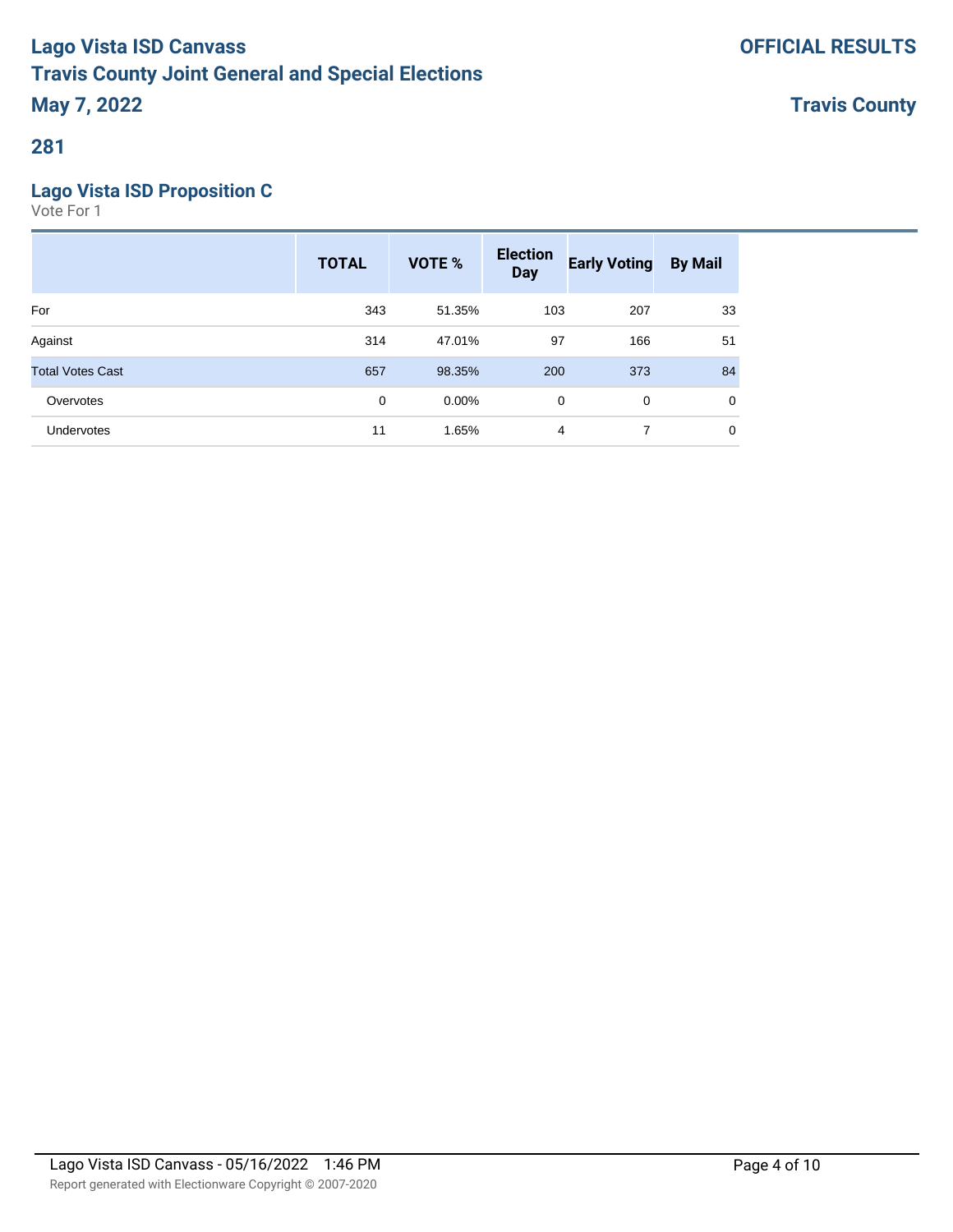# Lago Vista ISD Canvass
# Travis County Joint General and Special Elections
# May 7, 2022

**OFFICIAL RESULTS**

**Travis County**

## 281

### Lago Vista ISD Proposition C

Vote For 1

| | TOTAL | VOTE % | Election Day | Early Voting | By Mail |
|---|---|---|---|---|---|
| For | 343 | 51.35% | 103 | 207 | 33 |
| Against | 314 | 47.01% | 97 | 166 | 51 |
| Total Votes Cast | 657 | 98.35% | 200 | 373 | 84 |
| Overvotes | 0 | 0.00% | 0 | 0 | 0 |
| Undervotes | 11 | 1.65% | 4 | 7 | 0 |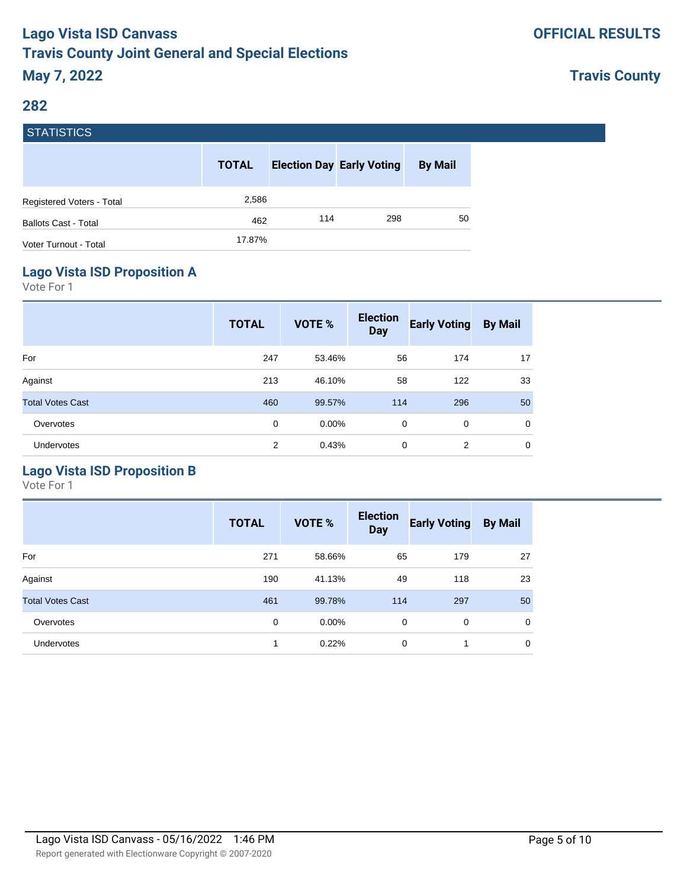# Lago Vista ISD Canvass
# Travis County Joint General and Special Elections
# May 7, 2022

**OFFICIAL RESULTS**

**Travis County**

## 282

### STATISTICS

| | TOTAL | Election Day | Early Voting | By Mail |
|---|---|---|---|---|
| Registered Voters - Total | 2,586 | | | |
| Ballots Cast - Total | 462 | 114 | 298 | 50 |
| Voter Turnout - Total | 17.87% | | | |

### Lago Vista ISD Proposition A

Vote For 1

| | TOTAL | VOTE % | Election Day | Early Voting | By Mail |
|---|---|---|---|---|---|
| For | 247 | 53.46% | 56 | 174 | 17 |
| Against | 213 | 46.10% | 58 | 122 | 33 |
| Total Votes Cast | 460 | 99.57% | 114 | 296 | 50 |
| Overvotes | 0 | 0.00% | 0 | 0 | 0 |
| Undervotes | 2 | 0.43% | 0 | 2 | 0 |

### Lago Vista ISD Proposition B

Vote For 1

| | TOTAL | VOTE % | Election Day | Early Voting | By Mail |
|---|---|---|---|---|---|
| For | 271 | 58.66% | 65 | 179 | 27 |
| Against | 190 | 41.13% | 49 | 118 | 23 |
| Total Votes Cast | 461 | 99.78% | 114 | 297 | 50 |
| Overvotes | 0 | 0.00% | 0 | 0 | 0 |
| Undervotes | 1 | 0.22% | 0 | 1 | 0 |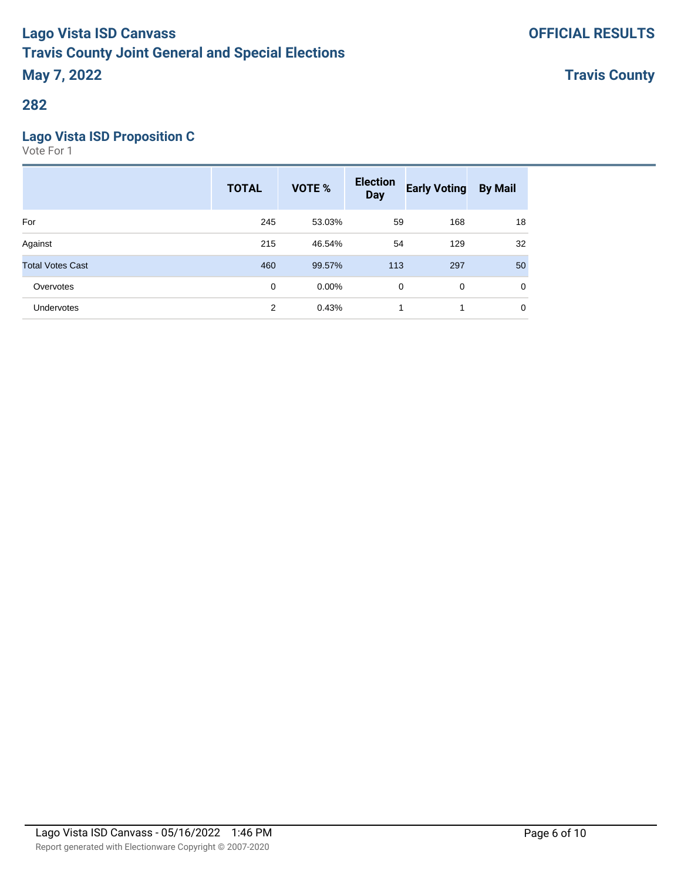# Lago Vista ISD Canvass
# Travis County Joint General and Special Elections
# May 7, 2022

**OFFICIAL RESULTS**

**Travis County**

## 282

### Lago Vista ISD Proposition C

Vote For 1

| | TOTAL | VOTE % | Election Day | Early Voting | By Mail |
|---|---|---|---|---|---|
| For | 245 | 53.03% | 59 | 168 | 18 |
| Against | 215 | 46.54% | 54 | 129 | 32 |
| Total Votes Cast | 460 | 99.57% | 113 | 297 | 50 |
| Overvotes | 0 | 0.00% | 0 | 0 | 0 |
| Undervotes | 2 | 0.43% | 1 | 1 | 0 |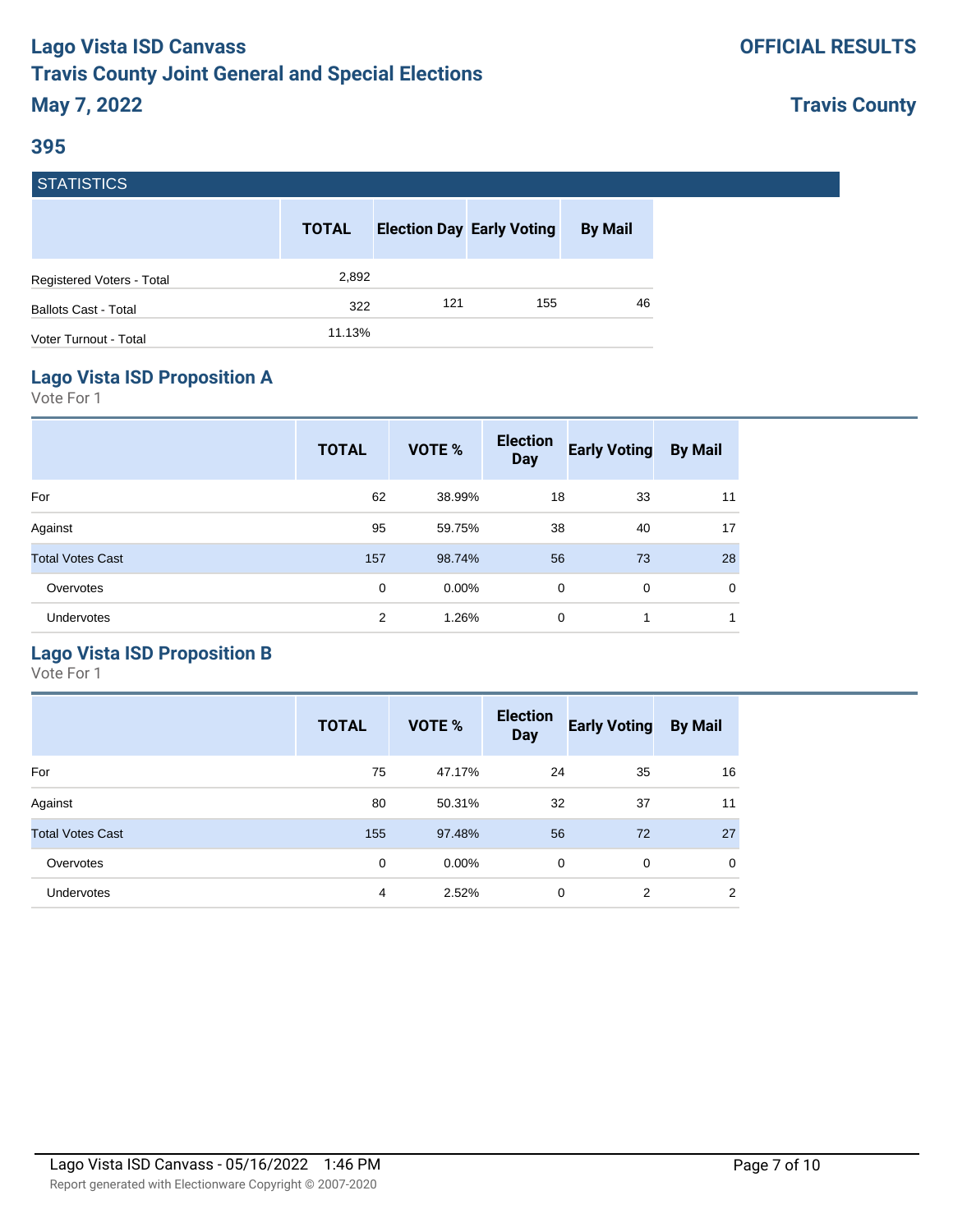# Lago Vista ISD Canvass
# Travis County Joint General and Special Elections
# May 7, 2022

**OFFICIAL RESULTS**

**Travis County**

## 395

### STATISTICS

| | TOTAL | Election Day | Early Voting | By Mail |
|---|---|---|---|---|
| Registered Voters - Total | 2,892 | | | |
| Ballots Cast - Total | 322 | 121 | 155 | 46 |
| Voter Turnout - Total | 11.13% | | | |

## Lago Vista ISD Proposition A

Vote For 1

| | TOTAL | VOTE % | Election Day | Early Voting | By Mail |
|---|---|---|---|---|---|
| For | 62 | 38.99% | 18 | 33 | 11 |
| Against | 95 | 59.75% | 38 | 40 | 17 |
| Total Votes Cast | 157 | 98.74% | 56 | 73 | 28 |
| Overvotes | 0 | 0.00% | 0 | 0 | 0 |
| Undervotes | 2 | 1.26% | 0 | 1 | 1 |

## Lago Vista ISD Proposition B

Vote For 1

| | TOTAL | VOTE % | Election Day | Early Voting | By Mail |
|---|---|---|---|---|---|
| For | 75 | 47.17% | 24 | 35 | 16 |
| Against | 80 | 50.31% | 32 | 37 | 11 |
| Total Votes Cast | 155 | 97.48% | 56 | 72 | 27 |
| Overvotes | 0 | 0.00% | 0 | 0 | 0 |
| Undervotes | 4 | 2.52% | 0 | 2 | 2 |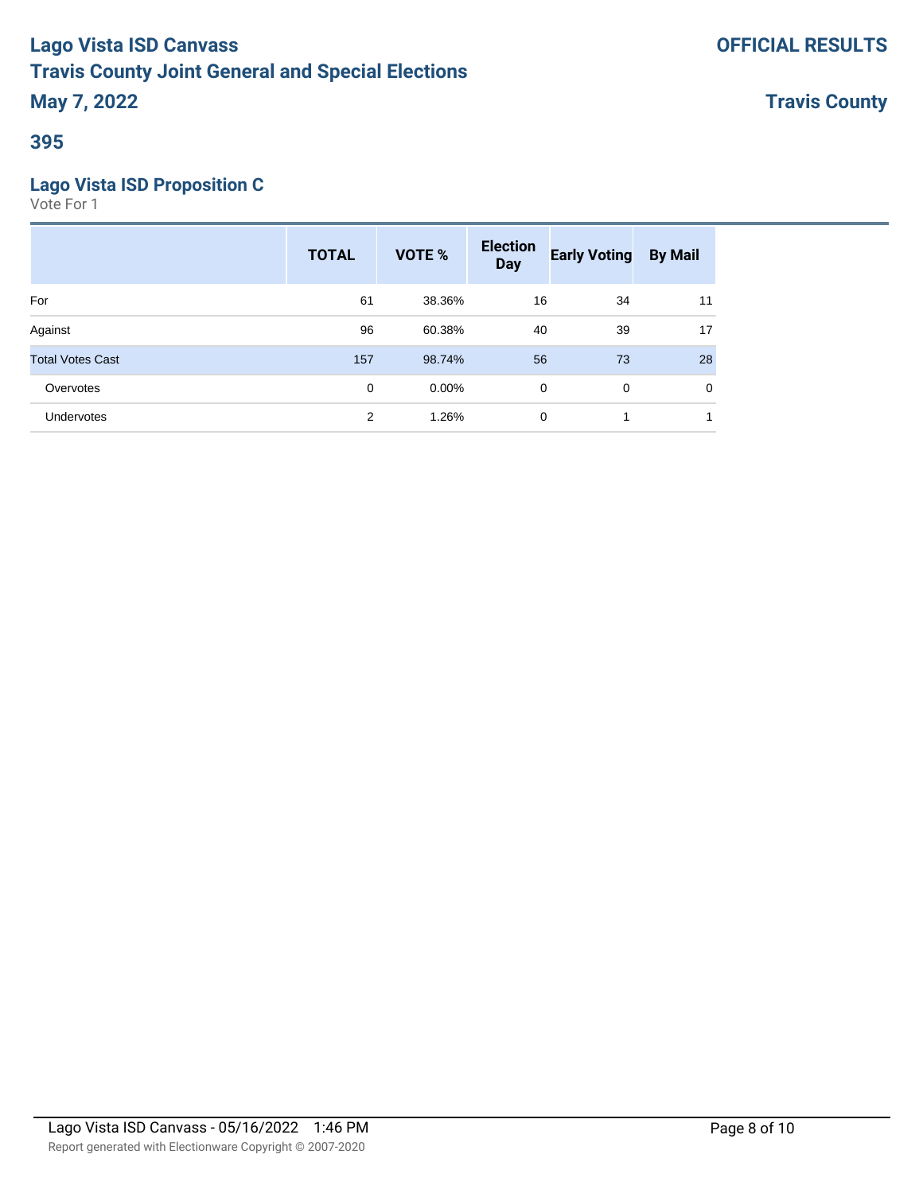# Lago Vista ISD Canvass
# Travis County Joint General and Special Elections
# May 7, 2022

**OFFICIAL RESULTS**

**Travis County**

## 395

### Lago Vista ISD Proposition C

Vote For 1

| | TOTAL | VOTE % | Election Day | Early Voting | By Mail |
|---|---|---|---|---|---|
| For | 61 | 38.36% | 16 | 34 | 11 |
| Against | 96 | 60.38% | 40 | 39 | 17 |
| Total Votes Cast | 157 | 98.74% | 56 | 73 | 28 |
| Overvotes | 0 | 0.00% | 0 | 0 | 0 |
| Undervotes | 2 | 1.26% | 0 | 1 | 1 |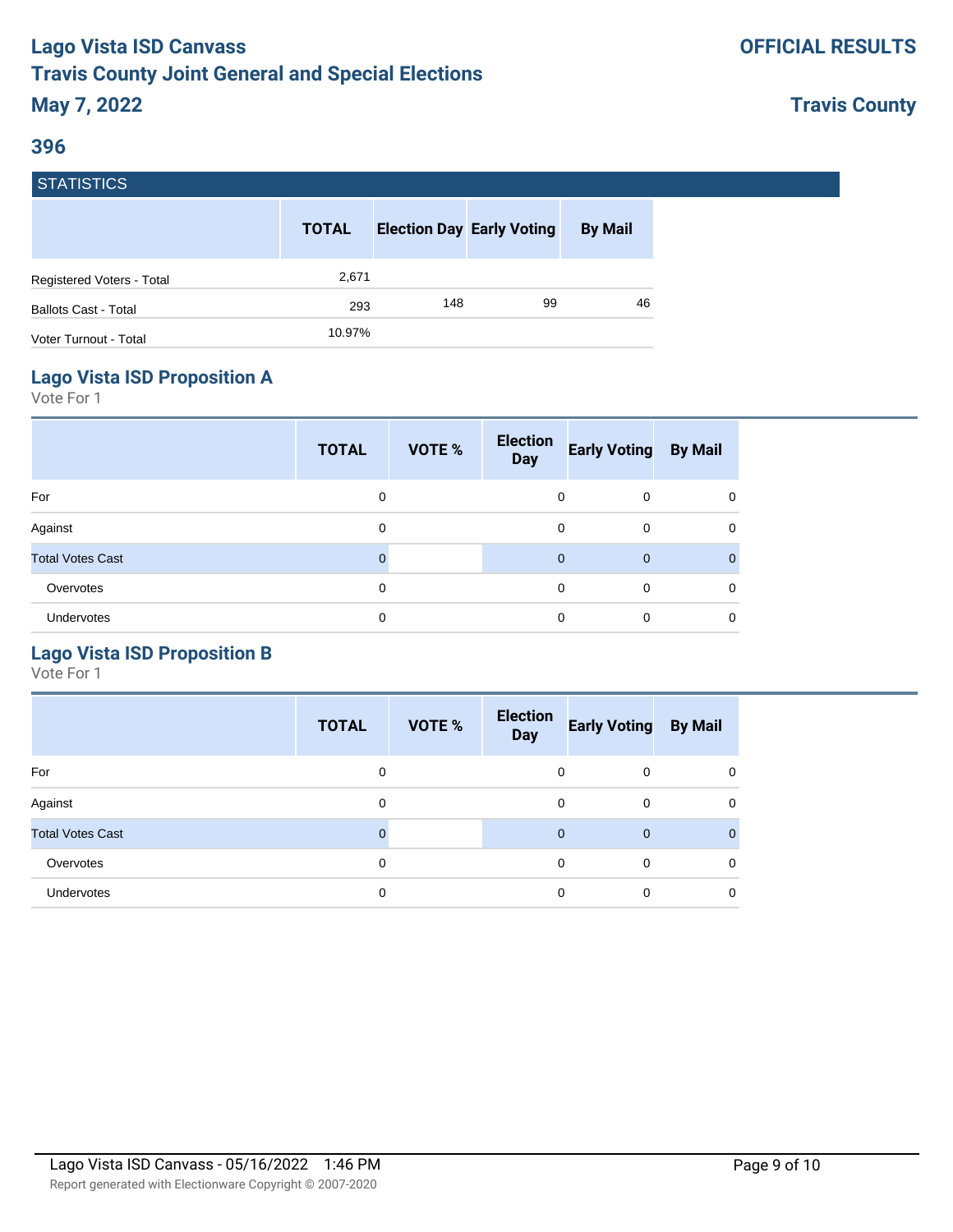# Lago Vista ISD Canvass
# Travis County Joint General and Special Elections
# May 7, 2022

**OFFICIAL RESULTS**

**Travis County**

## 396

### STATISTICS

| | TOTAL | Election Day | Early Voting | By Mail |
|---|---|---|---|---|
| Registered Voters - Total | 2,671 | | | |
| Ballots Cast - Total | 293 | 148 | 99 | 46 |
| Voter Turnout - Total | 10.97% | | | |

### Lago Vista ISD Proposition A

Vote For 1

| | TOTAL | VOTE % | Election Day | Early Voting | By Mail |
|---|---|---|---|---|---|
| For | 0 | | 0 | 0 | 0 |
| Against | 0 | | 0 | 0 | 0 |
| Total Votes Cast | 0 | | 0 | 0 | 0 |
| Overvotes | 0 | | 0 | 0 | 0 |
| Undervotes | 0 | | 0 | 0 | 0 |

### Lago Vista ISD Proposition B

Vote For 1

| | TOTAL | VOTE % | Election Day | Early Voting | By Mail |
|---|---|---|---|---|---|
| For | 0 | | 0 | 0 | 0 |
| Against | 0 | | 0 | 0 | 0 |
| Total Votes Cast | 0 | | 0 | 0 | 0 |
| Overvotes | 0 | | 0 | 0 | 0 |
| Undervotes | 0 | | 0 | 0 | 0 |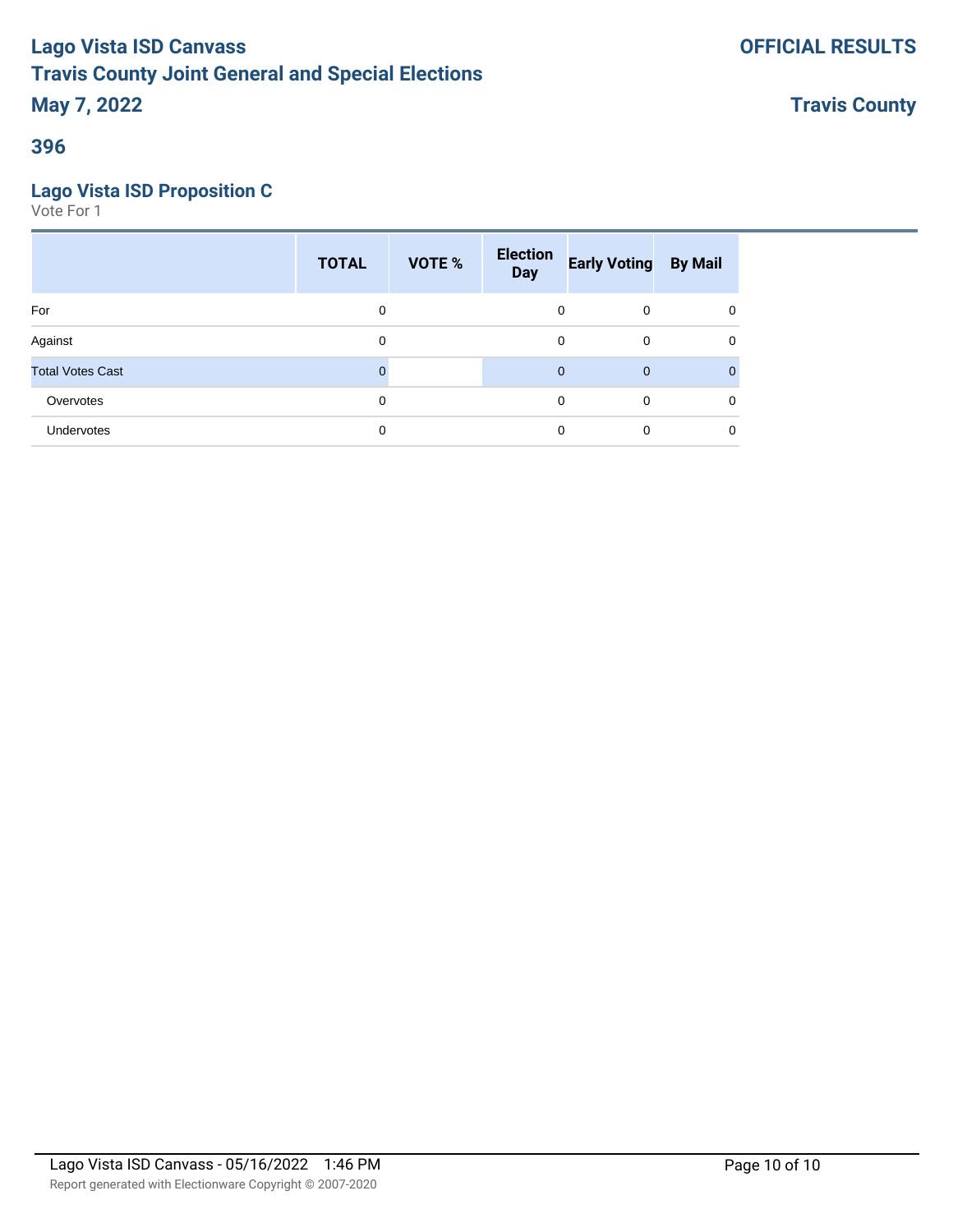# Lago Vista ISD Canvass
# Travis County Joint General and Special Elections
# May 7, 2022

**OFFICIAL RESULTS**

**Travis County**

## 396

### Lago Vista ISD Proposition C

Vote For 1

| | TOTAL | VOTE % | Election Day | Early Voting | By Mail |
|---|---|---|---|---|---|
| For | 0 | | 0 | 0 | 0 |
| Against | 0 | | 0 | 0 | 0 |
| Total Votes Cast | 0 | | 0 | 0 | 0 |
| Overvotes | 0 | | 0 | 0 | 0 |
| Undervotes | 0 | | 0 | 0 | 0 |